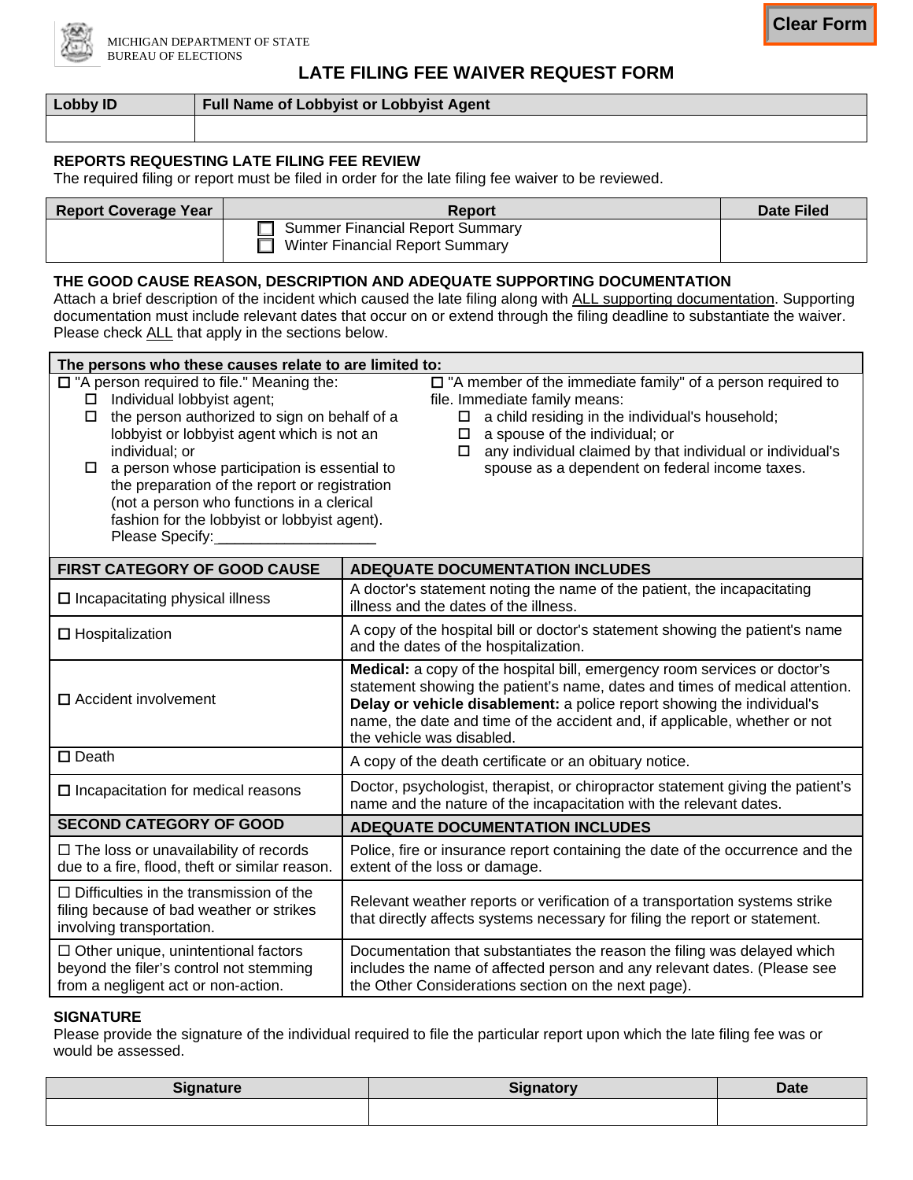MICHIGAN DEPARTMENT OF STATE
BUREAU OF ELECTIONS

# LATE FILING FEE WAIVER REQUEST FORM

| Lobby ID | Full Name of Lobbyist or Lobbyist Agent |
|---|---|
| | |

### REPORTS REQUESTING LATE FILING FEE REVIEW

The required filing or report must be filed in order for the late filing fee waiver to be reviewed.

| Report Coverage Year | Report | Date Filed |
|---|---|---|
| | ☐ Summer Financial Report Summary<br>☐ Winter Financial Report Summary | |

### THE GOOD CAUSE REASON, DESCRIPTION AND ADEQUATE SUPPORTING DOCUMENTATION

Attach a brief description of the incident which caused the late filing along with ALL supporting documentation. Supporting documentation must include relevant dates that occur on or extend through the filing deadline to substantiate the waiver. Please check ALL that apply in the sections below.

**The persons who these causes relate to are limited to:**

☐ "A person required to file." Meaning the:
- ☐ Individual lobbyist agent;
- ☐ the person authorized to sign on behalf of a lobbyist or lobbyist agent which is not an individual; or
- ☐ a person whose participation is essential to the preparation of the report or registration (not a person who functions in a clerical fashion for the lobbyist or lobbyist agent).
  Please Specify:___________________

☐ "A member of the immediate family" of a person required to file. Immediate family means:
- ☐ a child residing in the individual's household;
- ☐ a spouse of the individual; or
- ☐ any individual claimed by that individual or individual's spouse as a dependent on federal income taxes.

| FIRST CATEGORY OF GOOD CAUSE | ADEQUATE DOCUMENTATION INCLUDES |
|---|---|
| ☐ Incapacitating physical illness | A doctor's statement noting the name of the patient, the incapacitating illness and the dates of the illness. |
| ☐ Hospitalization | A copy of the hospital bill or doctor's statement showing the patient's name and the dates of the hospitalization. |
| ☐ Accident involvement | **Medical:** a copy of the hospital bill, emergency room services or doctor's statement showing the patient's name, dates and times of medical attention.<br>**Delay or vehicle disablement:** a police report showing the individual's name, the date and time of the accident and, if applicable, whether or not the vehicle was disabled. |
| ☐ Death | A copy of the death certificate or an obituary notice. |
| ☐ Incapacitation for medical reasons | Doctor, psychologist, therapist, or chiropractor statement giving the patient's name and the nature of the incapacitation with the relevant dates. |
| **SECOND CATEGORY OF GOOD** | **ADEQUATE DOCUMENTATION INCLUDES** |
| ☐ The loss or unavailability of records due to a fire, flood, theft or similar reason. | Police, fire or insurance report containing the date of the occurrence and the extent of the loss or damage. |
| ☐ Difficulties in the transmission of the filing because of bad weather or strikes involving transportation. | Relevant weather reports or verification of a transportation systems strike that directly affects systems necessary for filing the report or statement. |
| ☐ Other unique, unintentional factors beyond the filer's control not stemming from a negligent act or non-action. | Documentation that substantiates the reason the filing was delayed which includes the name of affected person and any relevant dates. (Please see the Other Considerations section on the next page). |

### SIGNATURE

Please provide the signature of the individual required to file the particular report upon which the late filing fee was or would be assessed.

| Signature | Signatory | Date |
|---|---|---|
| | | |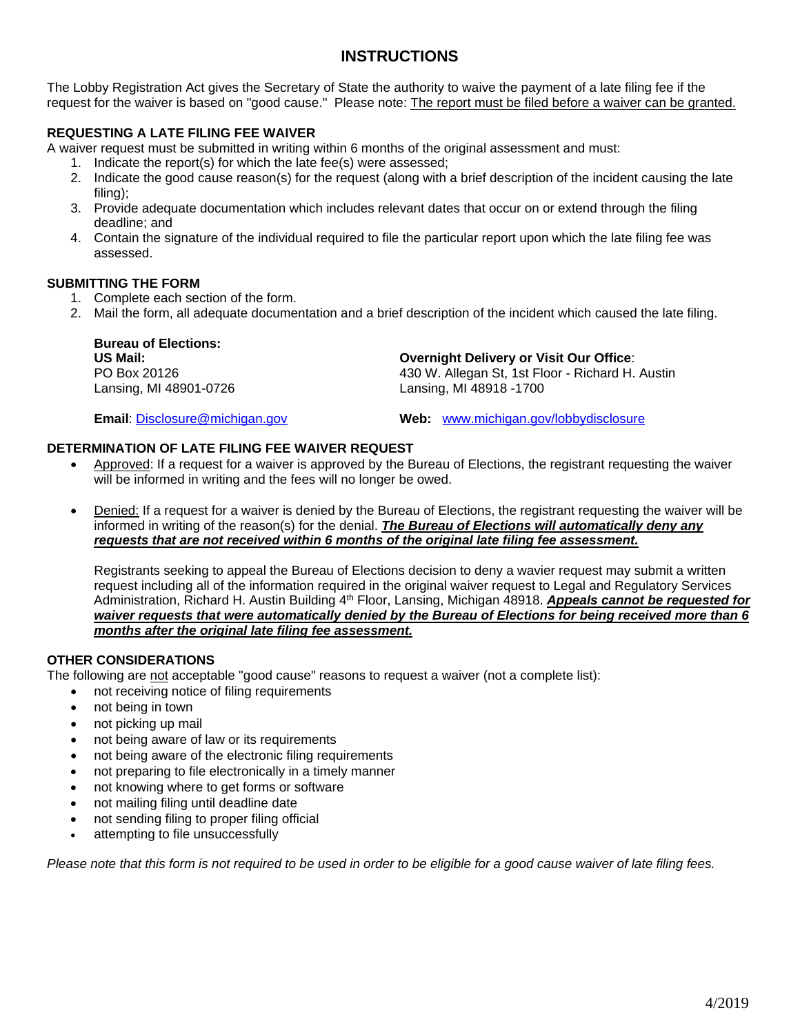# INSTRUCTIONS

The Lobby Registration Act gives the Secretary of State the authority to waive the payment of a late filing fee if the request for the waiver is based on "good cause." Please note: The report must be filed before a waiver can be granted.

### REQUESTING A LATE FILING FEE WAIVER

A waiver request must be submitted in writing within 6 months of the original assessment and must:

1. Indicate the report(s) for which the late fee(s) were assessed;
2. Indicate the good cause reason(s) for the request (along with a brief description of the incident causing the late filing);
3. Provide adequate documentation which includes relevant dates that occur on or extend through the filing deadline; and
4. Contain the signature of the individual required to file the particular report upon which the late filing fee was assessed.

### SUBMITTING THE FORM

1. Complete each section of the form.
2. Mail the form, all adequate documentation and a brief description of the incident which caused the late filing.

**Bureau of Elections:**

**US Mail:**
PO Box 20126
Lansing, MI 48901-0726

**Overnight Delivery or Visit Our Office**:
430 W. Allegan St, 1st Floor - Richard H. Austin
Lansing, MI 48918 -1700

**Email**: Disclosure@michigan.gov

**Web:** www.michigan.gov/lobbydisclosure

### DETERMINATION OF LATE FILING FEE WAIVER REQUEST

- Approved: If a request for a waiver is approved by the Bureau of Elections, the registrant requesting the waiver will be informed in writing and the fees will no longer be owed.

- Denied: If a request for a waiver is denied by the Bureau of Elections, the registrant requesting the waiver will be informed in writing of the reason(s) for the denial. ***The Bureau of Elections will automatically deny any requests that are not received within 6 months of the original late filing fee assessment.***

  Registrants seeking to appeal the Bureau of Elections decision to deny a wavier request may submit a written request including all of the information required in the original waiver request to Legal and Regulatory Services Administration, Richard H. Austin Building 4th Floor, Lansing, Michigan 48918. ***Appeals cannot be requested for waiver requests that were automatically denied by the Bureau of Elections for being received more than 6 months after the original late filing fee assessment.***

### OTHER CONSIDERATIONS

The following are not acceptable "good cause" reasons to request a waiver (not a complete list):

- not receiving notice of filing requirements
- not being in town
- not picking up mail
- not being aware of law or its requirements
- not being aware of the electronic filing requirements
- not preparing to file electronically in a timely manner
- not knowing where to get forms or software
- not mailing filing until deadline date
- not sending filing to proper filing official
- attempting to file unsuccessfully

*Please note that this form is not required to be used in order to be eligible for a good cause waiver of late filing fees.*

4/2019